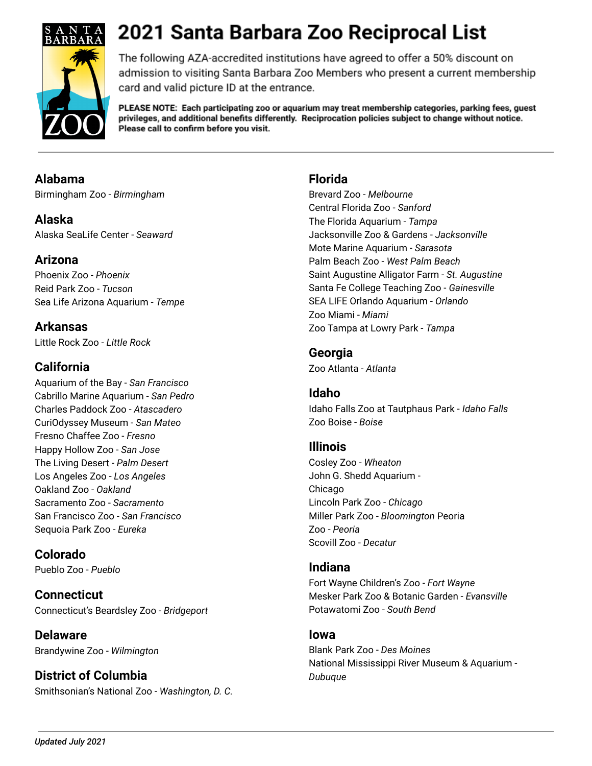# 2021 Santa Barbara Zoo Reciprocal List

The following AZA-accredited institutions have agreed to offer a 50% discount on admission to visiting Santa Barbara Zoo Members who present a current membership card and valid picture ID at the entrance.

**PLEASE NOTE: Each participating zoo or aquarium may treat membership categories, parking fees, guest privileges, and additional benefits differently. Reciprocation policies subject to change without notice. Please call to confirm before you visit.**

---

## Alabama
Birmingham Zoo - *Birmingham*

## Alaska
Alaska SeaLife Center - *Seaward*

## Arizona
Phoenix Zoo - *Phoenix*
Reid Park Zoo - *Tucson*
Sea Life Arizona Aquarium - *Tempe*

## Arkansas
Little Rock Zoo - *Little Rock*

## California
Aquarium of the Bay - *San Francisco*
Cabrillo Marine Aquarium - *San Pedro*
Charles Paddock Zoo - *Atascadero*
CuriOdyssey Museum - *San Mateo*
Fresno Chaffee Zoo - *Fresno*
Happy Hollow Zoo - *San Jose*
The Living Desert - *Palm Desert*
Los Angeles Zoo - *Los Angeles*
Oakland Zoo - *Oakland*
Sacramento Zoo - *Sacramento*
San Francisco Zoo - *San Francisco*
Sequoia Park Zoo - *Eureka*

## Colorado
Pueblo Zoo - *Pueblo*

## Connecticut
Connecticut's Beardsley Zoo - *Bridgeport*

## Delaware
Brandywine Zoo - *Wilmington*

## District of Columbia
Smithsonian's National Zoo - *Washington, D. C.*

## Florida
Brevard Zoo - *Melbourne*
Central Florida Zoo - *Sanford*
The Florida Aquarium - *Tampa*
Jacksonville Zoo & Gardens - *Jacksonville*
Mote Marine Aquarium - *Sarasota*
Palm Beach Zoo - *West Palm Beach*
Saint Augustine Alligator Farm - *St. Augustine*
Santa Fe College Teaching Zoo - *Gainesville*
SEA LIFE Orlando Aquarium - *Orlando*
Zoo Miami - *Miami*
Zoo Tampa at Lowry Park - *Tampa*

## Georgia
Zoo Atlanta - *Atlanta*

## Idaho
Idaho Falls Zoo at Tautphaus Park - *Idaho Falls*
Zoo Boise - *Boise*

## Illinois
Cosley Zoo - *Wheaton*
John G. Shedd Aquarium - Chicago
Lincoln Park Zoo - *Chicago*
Miller Park Zoo - *Bloomington*
Peoria Zoo - *Peoria*
Scovill Zoo - *Decatur*

## Indiana
Fort Wayne Children's Zoo - *Fort Wayne*
Mesker Park Zoo & Botanic Garden - *Evansville*
Potawatomi Zoo - *South Bend*

## Iowa
Blank Park Zoo - *Des Moines*
National Mississippi River Museum & Aquarium - *Dubuque*

---

*Updated July 2021*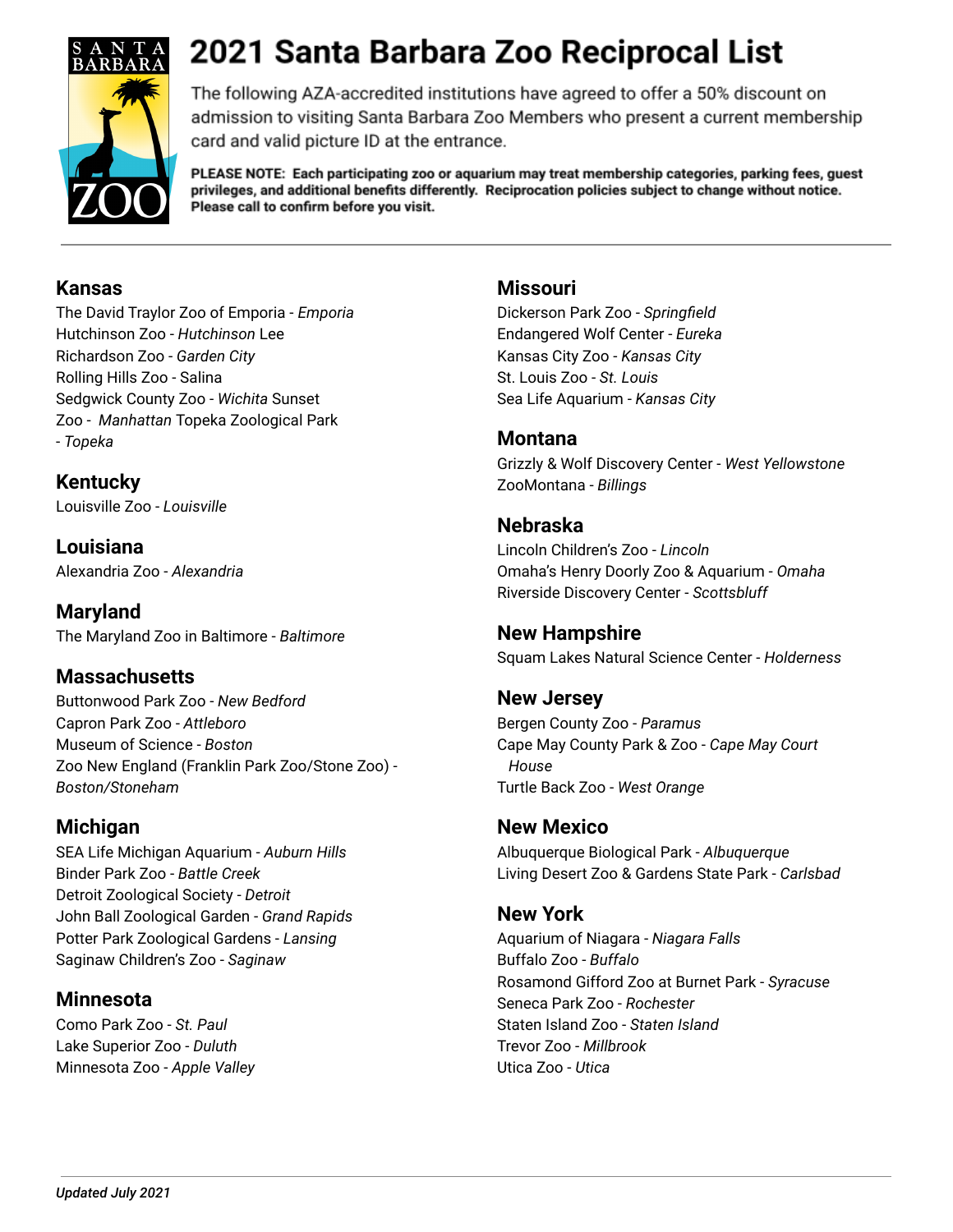# 2021 Santa Barbara Zoo Reciprocal List

The following AZA-accredited institutions have agreed to offer a 50% discount on admission to visiting Santa Barbara Zoo Members who present a current membership card and valid picture ID at the entrance.

**PLEASE NOTE: Each participating zoo or aquarium may treat membership categories, parking fees, guest privileges, and additional benefits differently. Reciprocation policies subject to change without notice. Please call to confirm before you visit.**

## Kansas

The David Traylor Zoo of Emporia - *Emporia*
Hutchinson Zoo - *Hutchinson* Lee
Richardson Zoo - *Garden City*
Rolling Hills Zoo - Salina
Sedgwick County Zoo - *Wichita* Sunset
Zoo - *Manhattan* Topeka Zoological Park
- *Topeka*

## Kentucky

Louisville Zoo - *Louisville*

## Louisiana

Alexandria Zoo - *Alexandria*

## Maryland

The Maryland Zoo in Baltimore - *Baltimore*

## Massachusetts

Buttonwood Park Zoo - *New Bedford*
Capron Park Zoo - *Attleboro*
Museum of Science - *Boston*
Zoo New England (Franklin Park Zoo/Stone Zoo) - *Boston/Stoneham*

## Michigan

SEA Life Michigan Aquarium - *Auburn Hills*
Binder Park Zoo - *Battle Creek*
Detroit Zoological Society - *Detroit*
John Ball Zoological Garden - *Grand Rapids*
Potter Park Zoological Gardens - *Lansing*
Saginaw Children's Zoo - *Saginaw*

## Minnesota

Como Park Zoo - *St. Paul*
Lake Superior Zoo - *Duluth*
Minnesota Zoo - *Apple Valley*

## Missouri

Dickerson Park Zoo - *Springfield*
Endangered Wolf Center - *Eureka*
Kansas City Zoo - *Kansas City*
St. Louis Zoo - *St. Louis*
Sea Life Aquarium - *Kansas City*

## Montana

Grizzly & Wolf Discovery Center - *West Yellowstone*
ZooMontana - *Billings*

## Nebraska

Lincoln Children's Zoo - *Lincoln*
Omaha's Henry Doorly Zoo & Aquarium - *Omaha*
Riverside Discovery Center - *Scottsbluff*

## New Hampshire

Squam Lakes Natural Science Center - *Holderness*

## New Jersey

Bergen County Zoo - *Paramus*
Cape May County Park & Zoo - *Cape May Court House*
Turtle Back Zoo - *West Orange*

## New Mexico

Albuquerque Biological Park - *Albuquerque*
Living Desert Zoo & Gardens State Park - *Carlsbad*

## New York

Aquarium of Niagara - *Niagara Falls*
Buffalo Zoo - *Buffalo*
Rosamond Gifford Zoo at Burnet Park - *Syracuse*
Seneca Park Zoo - *Rochester*
Staten Island Zoo - *Staten Island*
Trevor Zoo - *Millbrook*
Utica Zoo - *Utica*

*Updated July 2021*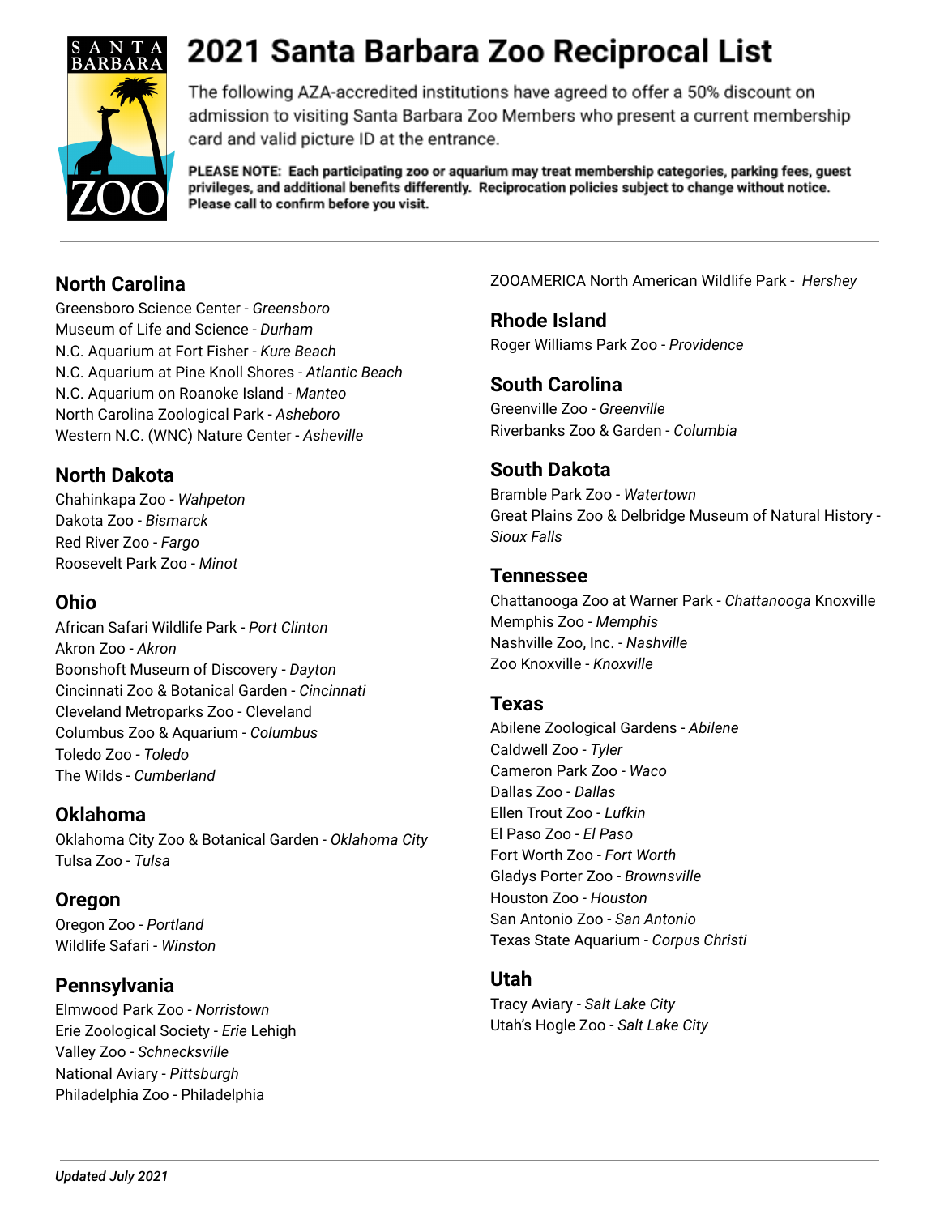# 2021 Santa Barbara Zoo Reciprocal List

The following AZA-accredited institutions have agreed to offer a 50% discount on admission to visiting Santa Barbara Zoo Members who present a current membership card and valid picture ID at the entrance.

**PLEASE NOTE: Each participating zoo or aquarium may treat membership categories, parking fees, guest privileges, and additional benefits differently. Reciprocation policies subject to change without notice. Please call to confirm before you visit.**

## North Carolina

Greensboro Science Center - *Greensboro*
Museum of Life and Science - *Durham*
N.C. Aquarium at Fort Fisher - *Kure Beach*
N.C. Aquarium at Pine Knoll Shores - *Atlantic Beach*
N.C. Aquarium on Roanoke Island - *Manteo*
North Carolina Zoological Park - *Asheboro*
Western N.C. (WNC) Nature Center - *Asheville*

## North Dakota

Chahinkapa Zoo - *Wahpeton*
Dakota Zoo - *Bismarck*
Red River Zoo - *Fargo*
Roosevelt Park Zoo - *Minot*

## Ohio

African Safari Wildlife Park - *Port Clinton*
Akron Zoo - *Akron*
Boonshoft Museum of Discovery - *Dayton*
Cincinnati Zoo & Botanical Garden - *Cincinnati*
Cleveland Metroparks Zoo - Cleveland
Columbus Zoo & Aquarium - *Columbus*
Toledo Zoo - *Toledo*
The Wilds - *Cumberland*

## Oklahoma

Oklahoma City Zoo & Botanical Garden - *Oklahoma City*
Tulsa Zoo - *Tulsa*

## Oregon

Oregon Zoo - *Portland*
Wildlife Safari - *Winston*

## Pennsylvania

Elmwood Park Zoo - *Norristown*
Erie Zoological Society - *Erie* Lehigh
Valley Zoo - *Schnecksville*
National Aviary - *Pittsburgh*
Philadelphia Zoo - Philadelphia
ZOOAMERICA North American Wildlife Park - *Hershey*

## Rhode Island

Roger Williams Park Zoo - *Providence*

## South Carolina

Greenville Zoo - *Greenville*
Riverbanks Zoo & Garden - *Columbia*

## South Dakota

Bramble Park Zoo - *Watertown*
Great Plains Zoo & Delbridge Museum of Natural History - *Sioux Falls*

## Tennessee

Chattanooga Zoo at Warner Park - *Chattanooga* Knoxville
Memphis Zoo - *Memphis*
Nashville Zoo, Inc. - *Nashville*
Zoo Knoxville - *Knoxville*

## Texas

Abilene Zoological Gardens - *Abilene*
Caldwell Zoo - *Tyler*
Cameron Park Zoo - *Waco*
Dallas Zoo - *Dallas*
Ellen Trout Zoo - *Lufkin*
El Paso Zoo - *El Paso*
Fort Worth Zoo - *Fort Worth*
Gladys Porter Zoo - *Brownsville*
Houston Zoo - *Houston*
San Antonio Zoo - *San Antonio*
Texas State Aquarium - *Corpus Christi*

## Utah

Tracy Aviary - *Salt Lake City*
Utah's Hogle Zoo - *Salt Lake City*

***Updated July 2021***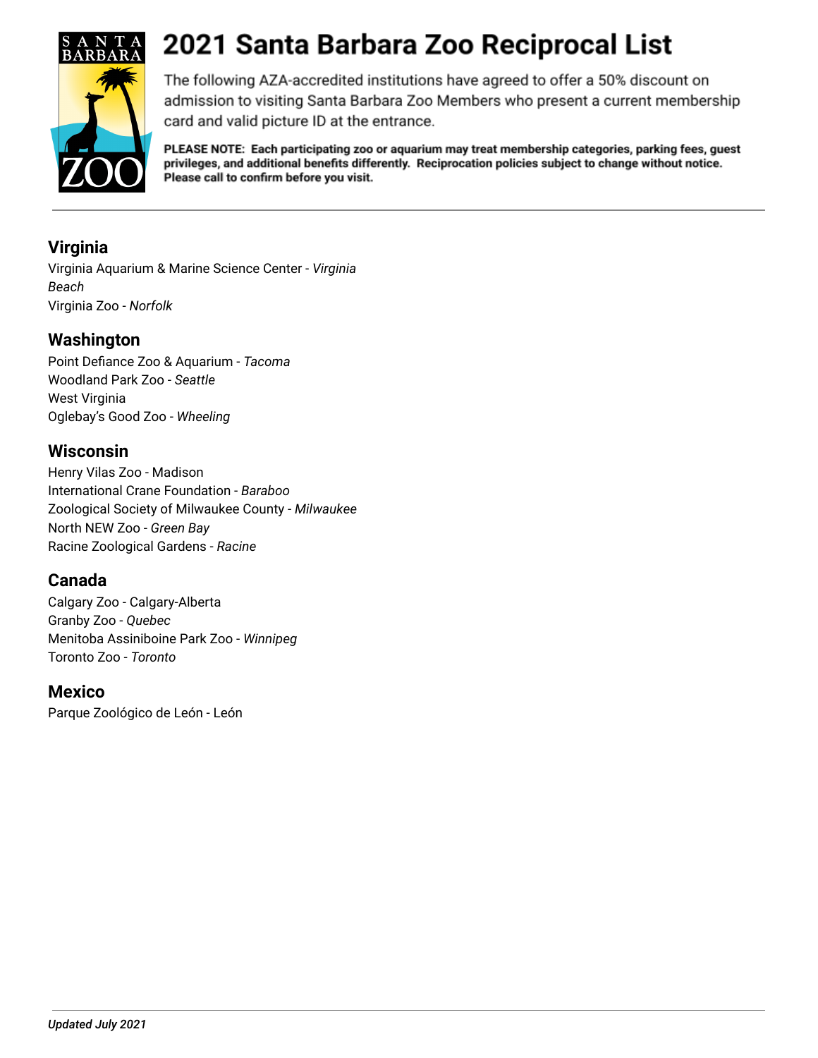# 2021 Santa Barbara Zoo Reciprocal List

The following AZA-accredited institutions have agreed to offer a 50% discount on admission to visiting Santa Barbara Zoo Members who present a current membership card and valid picture ID at the entrance.

**PLEASE NOTE: Each participating zoo or aquarium may treat membership categories, parking fees, guest privileges, and additional benefits differently. Reciprocation policies subject to change without notice. Please call to confirm before you visit.**

---

## Virginia

Virginia Aquarium & Marine Science Center - *Virginia Beach*
Virginia Zoo - *Norfolk*

## Washington

Point Defiance Zoo & Aquarium - *Tacoma*
Woodland Park Zoo - *Seattle*
West Virginia
Oglebay's Good Zoo - *Wheeling*

## Wisconsin

Henry Vilas Zoo - Madison
International Crane Foundation - *Baraboo*
Zoological Society of Milwaukee County - *Milwaukee*
North NEW Zoo - *Green Bay*
Racine Zoological Gardens - *Racine*

## Canada

Calgary Zoo - Calgary-Alberta
Granby Zoo - *Quebec*
Menitoba Assiniboine Park Zoo - *Winnipeg*
Toronto Zoo - *Toronto*

## Mexico

Parque Zoológico de León - León

***Updated July 2021***